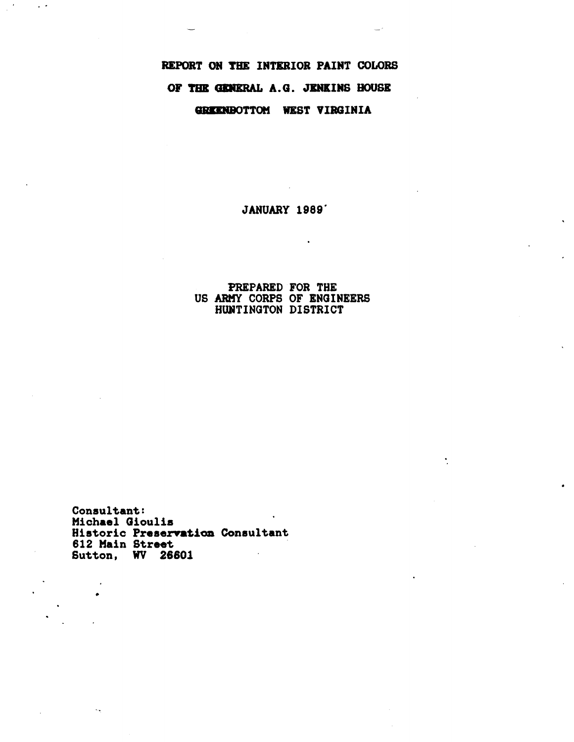# REPORT ON THE INTERIOR PAINT COLORS
# OF THE GENERAL A.G. JENKINS HOUSE
# GREENBOTTOM WEST VIRGINIA

JANUARY 1989

PREPARED FOR THE
US ARMY CORPS OF ENGINEERS
HUNTINGTON DISTRICT

Consultant:
Michael Gioulis
Historic Preservation Consultant
612 Main Street
Sutton, WV 26601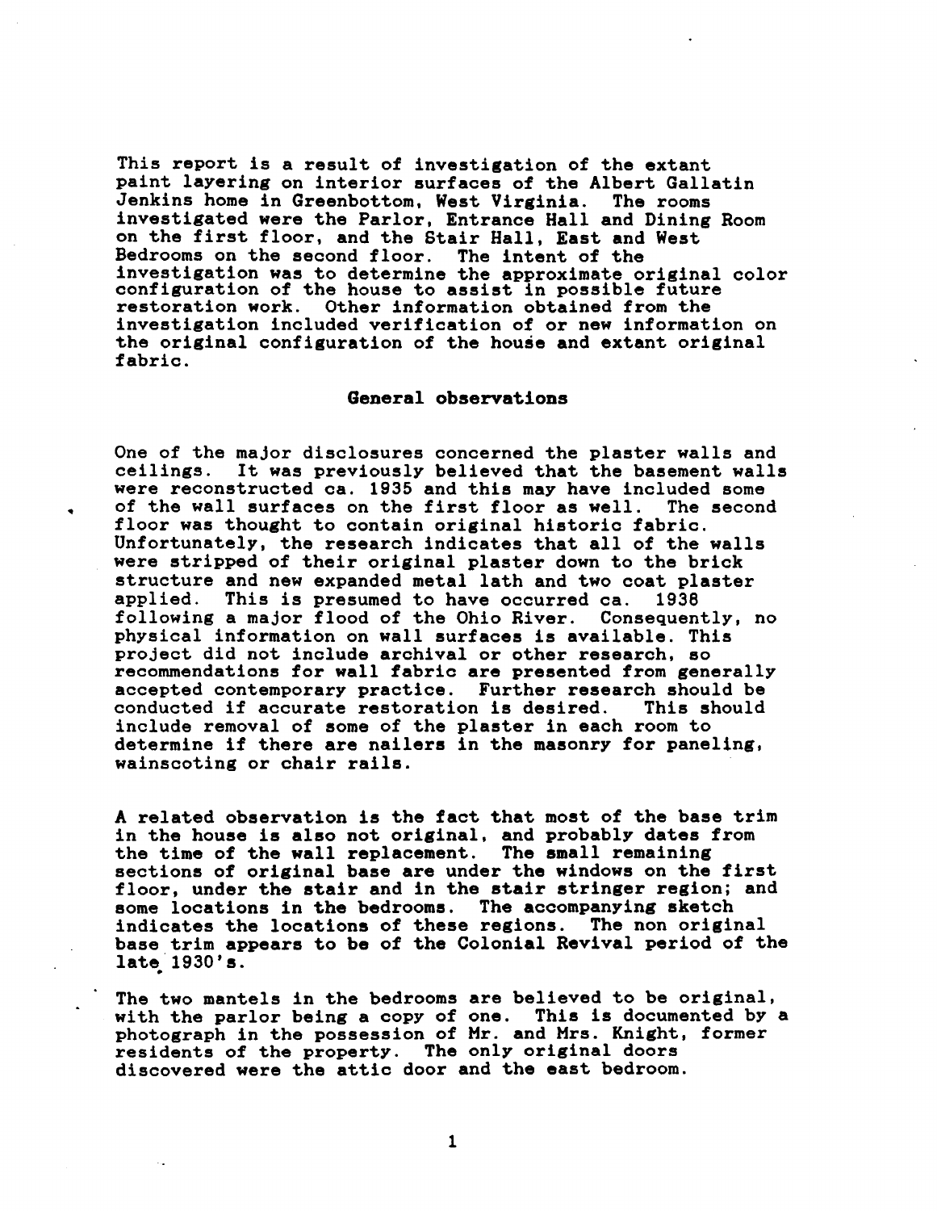This report is a result of investigation of the extant paint layering on interior surfaces of the Albert Gallatin Jenkins home in Greenbottom, West Virginia. The rooms investigated were the Parlor, Entrance Hall and Dining Room on the first floor, and the Stair Hall, East and West Bedrooms on the second floor. The intent of the investigation was to determine the approximate original color configuration of the house to assist in possible future restoration work. Other information obtained from the investigation included verification of or new information on the original configuration of the house and extant original fabric.

## General observations

One of the major disclosures concerned the plaster walls and ceilings. It was previously believed that the basement walls were reconstructed ca. 1935 and this may have included some of the wall surfaces on the first floor as well. The second floor was thought to contain original historic fabric. Unfortunately, the research indicates that all of the walls were stripped of their original plaster down to the brick structure and new expanded metal lath and two coat plaster applied. This is presumed to have occurred ca. 1938 following a major flood of the Ohio River. Consequently, no physical information on wall surfaces is available. This project did not include archival or other research, so recommendations for wall fabric are presented from generally accepted contemporary practice. Further research should be conducted if accurate restoration is desired. This should include removal of some of the plaster in each room to determine if there are nailers in the masonry for paneling, wainscoting or chair rails.

A related observation is the fact that most of the base trim in the house is also not original, and probably dates from the time of the wall replacement. The small remaining sections of original base are under the windows on the first floor, under the stair and in the stair stringer region; and some locations in the bedrooms. The accompanying sketch indicates the locations of these regions. The non original base trim appears to be of the Colonial Revival period of the late 1930's.

The two mantels in the bedrooms are believed to be original, with the parlor being a copy of one. This is documented by a photograph in the possession of Mr. and Mrs. Knight, former residents of the property. The only original doors discovered were the attic door and the east bedroom.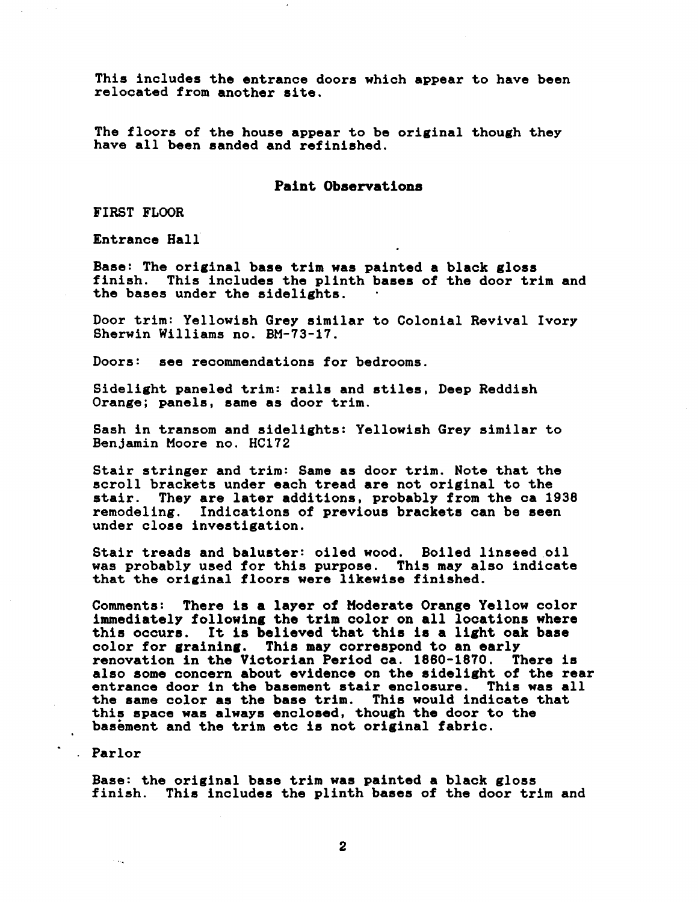This includes the entrance doors which appear to have been relocated from another site.

The floors of the house appear to be original though they have all been sanded and refinished.

## Paint Observations

FIRST FLOOR

Entrance Hall

Base: The original base trim was painted a black gloss finish. This includes the plinth bases of the door trim and the bases under the sidelights.

Door trim: Yellowish Grey similar to Colonial Revival Ivory Sherwin Williams no. BM-73-17.

Doors: see recommendations for bedrooms.

Sidelight paneled trim: rails and stiles, Deep Reddish Orange; panels, same as door trim.

Sash in transom and sidelights: Yellowish Grey similar to Benjamin Moore no. HC172

Stair stringer and trim: Same as door trim. Note that the scroll brackets under each tread are not original to the stair. They are later additions, probably from the ca 1938 remodeling. Indications of previous brackets can be seen under close investigation.

Stair treads and baluster: oiled wood. Boiled linseed oil was probably used for this purpose. This may also indicate that the original floors were likewise finished.

Comments: There is a layer of Moderate Orange Yellow color immediately following the trim color on all locations where this occurs. It is believed that this is a light oak base color for graining. This may correspond to an early renovation in the Victorian Period ca. 1860-1870. There is also some concern about evidence on the sidelight of the rear entrance door in the basement stair enclosure. This was all the same color as the base trim. This would indicate that this space was always enclosed, though the door to the basement and the trim etc is not original fabric.

Parlor

Base: the original base trim was painted a black gloss finish. This includes the plinth bases of the door trim and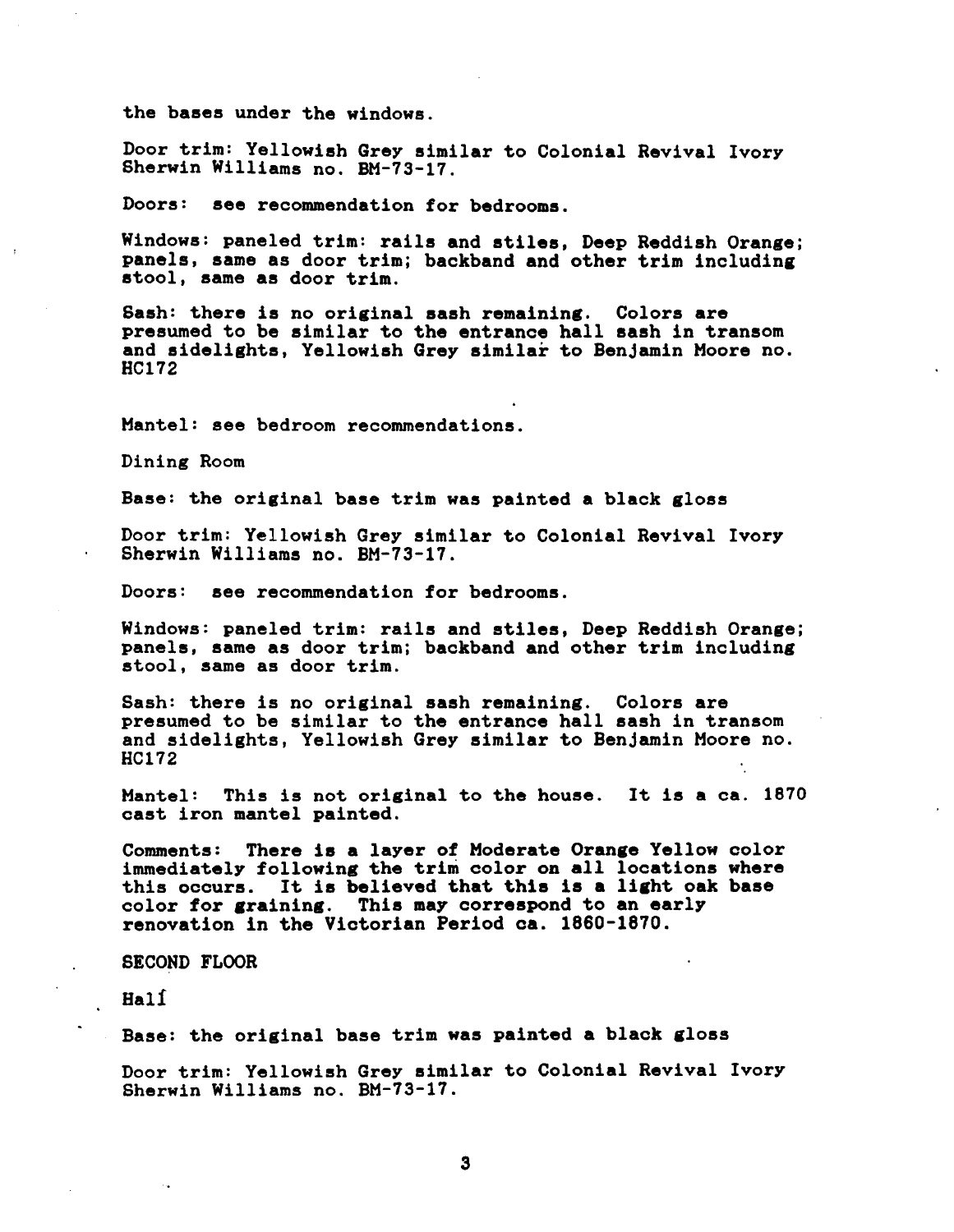the bases under the windows.

Door trim: Yellowish Grey similar to Colonial Revival Ivory Sherwin Williams no. BM-73-17.

Doors: see recommendation for bedrooms.

Windows: paneled trim: rails and stiles, Deep Reddish Orange; panels, same as door trim; backband and other trim including stool, same as door trim.

Sash: there is no original sash remaining. Colors are presumed to be similar to the entrance hall sash in transom and sidelights, Yellowish Grey similar to Benjamin Moore no. HC172

Mantel: see bedroom recommendations.

## Dining Room

Base: the original base trim was painted a black gloss

Door trim: Yellowish Grey similar to Colonial Revival Ivory Sherwin Williams no. BM-73-17.

Doors: see recommendation for bedrooms.

Windows: paneled trim: rails and stiles, Deep Reddish Orange; panels, same as door trim; backband and other trim including stool, same as door trim.

Sash: there is no original sash remaining. Colors are presumed to be similar to the entrance hall sash in transom and sidelights, Yellowish Grey similar to Benjamin Moore no. HC172

Mantel: This is not original to the house. It is a ca. 1870 cast iron mantel painted.

Comments: There is a layer of Moderate Orange Yellow color immediately following the trim color on all locations where this occurs. It is believed that this is a light oak base color for graining. This may correspond to an early renovation in the Victorian Period ca. 1860-1870.

# SECOND FLOOR

## Hall

Base: the original base trim was painted a black gloss

Door trim: Yellowish Grey similar to Colonial Revival Ivory Sherwin Williams no. BM-73-17.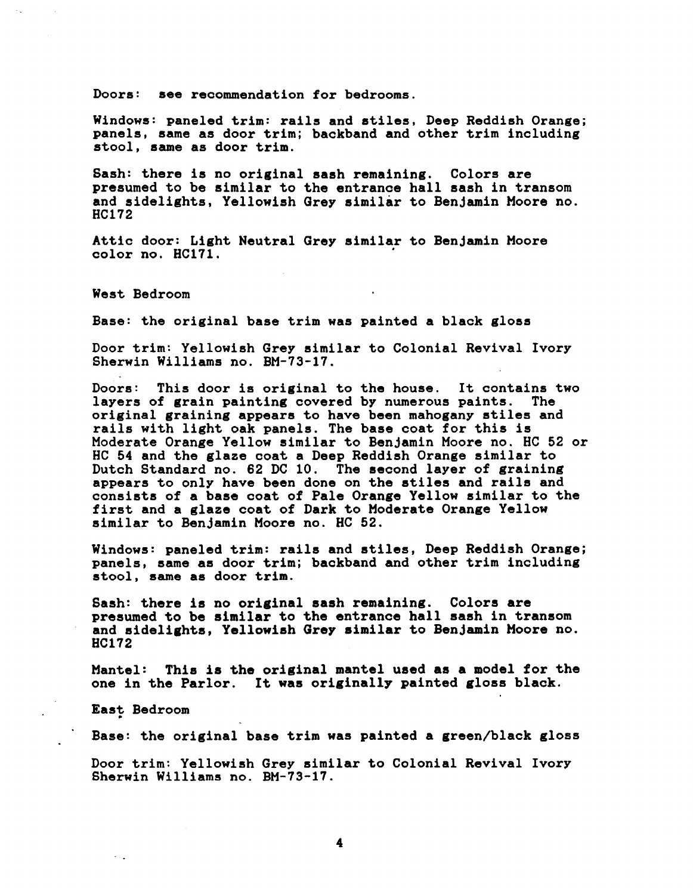Doors: see recommendation for bedrooms.

Windows: paneled trim: rails and stiles, Deep Reddish Orange; panels, same as door trim; backband and other trim including stool, same as door trim.

Sash: there is no original sash remaining. Colors are presumed to be similar to the entrance hall sash in transom and sidelights, Yellowish Grey similar to Benjamin Moore no. HC172

Attic door: Light Neutral Grey similar to Benjamin Moore color no. HC171.

## West Bedroom

Base: the original base trim was painted a black gloss

Door trim: Yellowish Grey similar to Colonial Revival Ivory Sherwin Williams no. BM-73-17.

Doors: This door is original to the house. It contains two layers of grain painting covered by numerous paints. The original graining appears to have been mahogany stiles and rails with light oak panels. The base coat for this is Moderate Orange Yellow similar to Benjamin Moore no. HC 52 or HC 54 and the glaze coat a Deep Reddish Orange similar to Dutch Standard no. 62 DC 10. The second layer of graining appears to only have been done on the stiles and rails and consists of a base coat of Pale Orange Yellow similar to the first and a glaze coat of Dark to Moderate Orange Yellow similar to Benjamin Moore no. HC 52.

Windows: paneled trim: rails and stiles, Deep Reddish Orange; panels, same as door trim; backband and other trim including stool, same as door trim.

Sash: there is no original sash remaining. Colors are presumed to be similar to the entrance hall sash in transom and sidelights, Yellowish Grey similar to Benjamin Moore no. HC172

Mantel: This is the original mantel used as a model for the one in the Parlor. It was originally painted gloss black.

## East Bedroom

Base: the original base trim was painted a green/black gloss

Door trim: Yellowish Grey similar to Colonial Revival Ivory Sherwin Williams no. BM-73-17.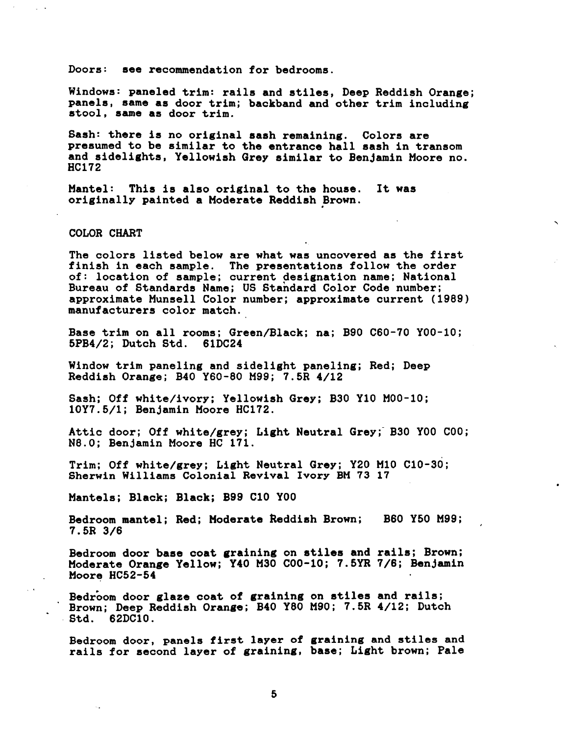Doors: see recommendation for bedrooms.

Windows: paneled trim: rails and stiles, Deep Reddish Orange; panels, same as door trim; backband and other trim including stool, same as door trim.

Sash: there is no original sash remaining. Colors are presumed to be similar to the entrance hall sash in transom and sidelights, Yellowish Grey similar to Benjamin Moore no. HC172

Mantel: This is also original to the house. It was originally painted a Moderate Reddish Brown.

## COLOR CHART

The colors listed below are what was uncovered as the first finish in each sample. The presentations follow the order of: location of sample; current designation name; National Bureau of Standards Name; US Standard Color Code number; approximate Munsell Color number; approximate current (1989) manufacturers color match.

Base trim on all rooms; Green/Black; na; B90 C60-70 Y00-10; 5PB4/2; Dutch Std. 61DC24

Window trim paneling and sidelight paneling; Red; Deep Reddish Orange; B40 Y60-80 M99; 7.5R 4/12

Sash; Off white/ivory; Yellowish Grey; B30 Y10 M00-10; 10Y7.5/1; Benjamin Moore HC172.

Attic door; Off white/grey; Light Neutral Grey; B30 Y00 C00; N8.0; Benjamin Moore HC 171.

Trim; Off white/grey; Light Neutral Grey; Y20 M10 C10-30; Sherwin Williams Colonial Revival Ivory BM 73 17

Mantels; Black; Black; B99 C10 Y00

Bedroom mantel; Red; Moderate Reddish Brown; B60 Y50 M99; 7.5R 3/6

Bedroom door base coat graining on stiles and rails; Brown; Moderate Orange Yellow; Y40 M30 C00-10; 7.5YR 7/6; Benjamin Moore HC52-54

Bedroom door glaze coat of graining on stiles and rails; Brown; Deep Reddish Orange; B40 Y80 M90; 7.5R 4/12; Dutch Std. 62DC10.

Bedroom door, panels first layer of graining and stiles and rails for second layer of graining, base; Light brown; Pale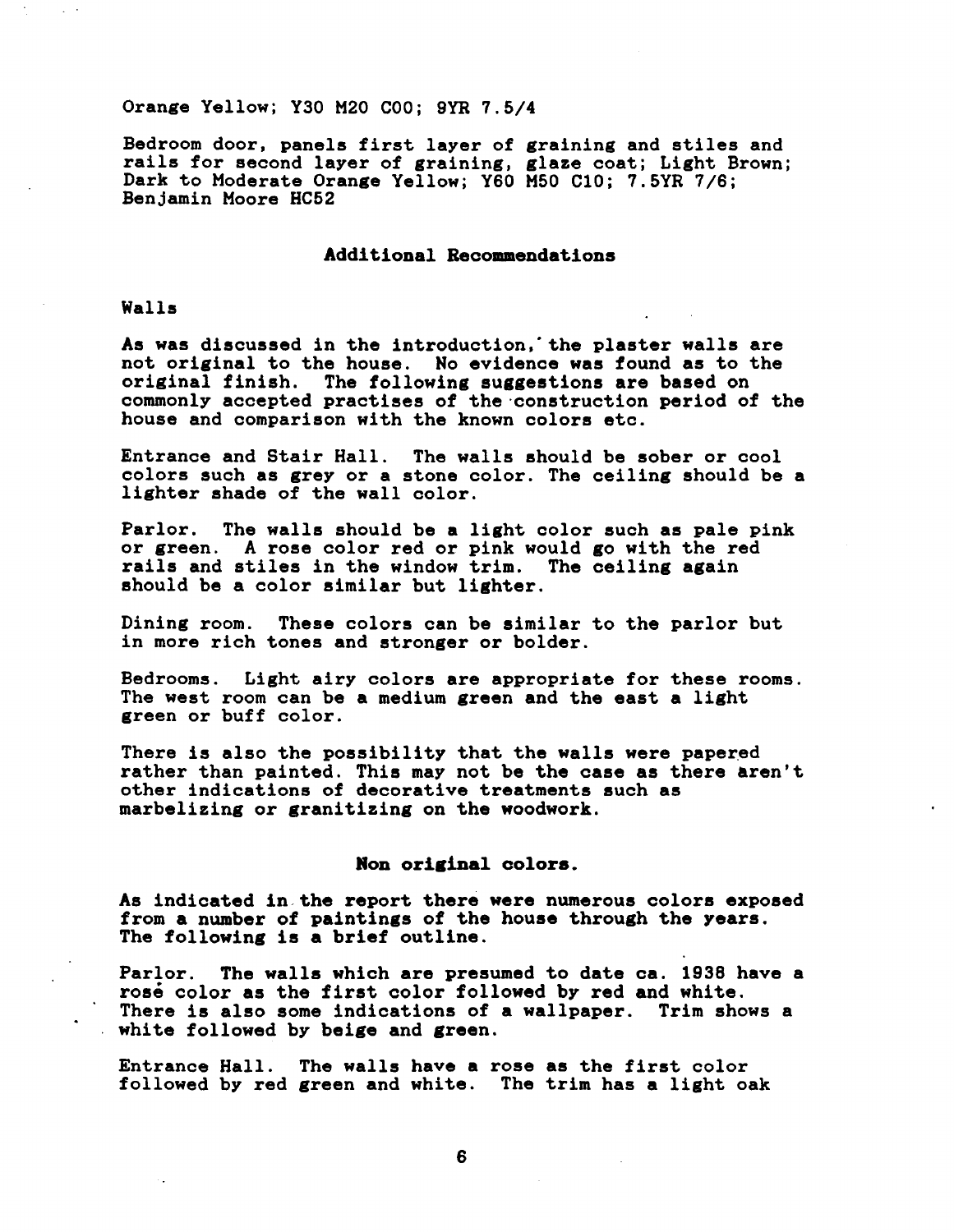Orange Yellow; Y30 M20 C00; 9YR 7.5/4

Bedroom door, panels first layer of graining and stiles and rails for second layer of graining, glaze coat; Light Brown; Dark to Moderate Orange Yellow; Y60 M50 C10; 7.5YR 7/6; Benjamin Moore HC52

## Additional Recommendations

### Walls

As was discussed in the introduction, the plaster walls are not original to the house. No evidence was found as to the original finish. The following suggestions are based on commonly accepted practises of the construction period of the house and comparison with the known colors etc.

Entrance and Stair Hall. The walls should be sober or cool colors such as grey or a stone color. The ceiling should be a lighter shade of the wall color.

Parlor. The walls should be a light color such as pale pink or green. A rose color red or pink would go with the red rails and stiles in the window trim. The ceiling again should be a color similar but lighter.

Dining room. These colors can be similar to the parlor but in more rich tones and stronger or bolder.

Bedrooms. Light airy colors are appropriate for these rooms. The west room can be a medium green and the east a light green or buff color.

There is also the possibility that the walls were papered rather than painted. This may not be the case as there aren't other indications of decorative treatments such as marbelizing or granitizing on the woodwork.

## Non original colors.

As indicated in the report there were numerous colors exposed from a number of paintings of the house through the years. The following is a brief outline.

Parlor. The walls which are presumed to date ca. 1938 have a rose color as the first color followed by red and white. There is also some indications of a wallpaper. Trim shows a white followed by beige and green.

Entrance Hall. The walls have a rose as the first color followed by red green and white. The trim has a light oak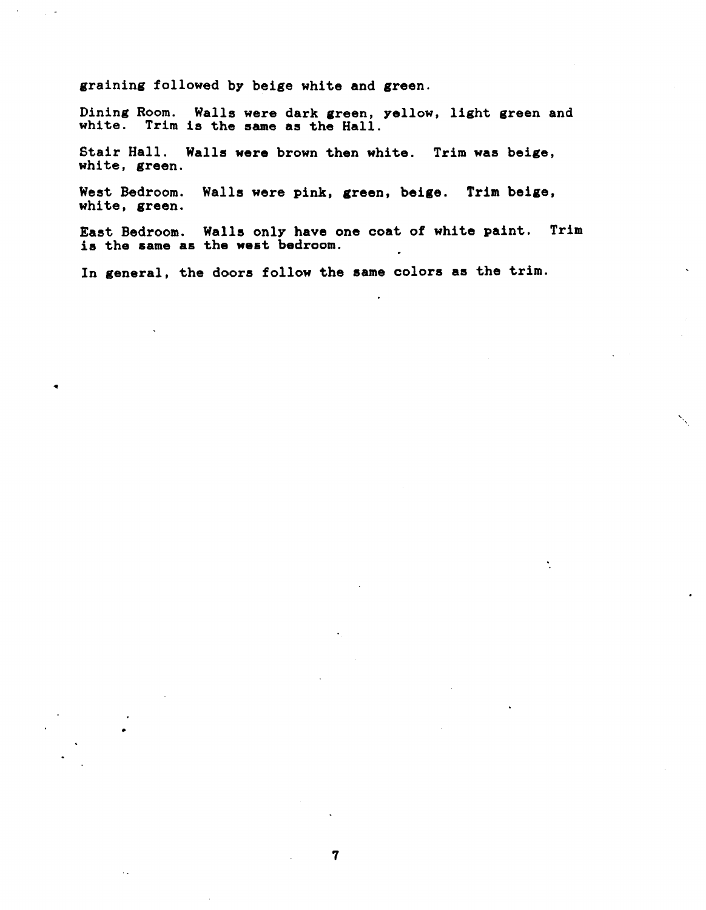graining followed by beige white and green.

Dining Room. Walls were dark green, yellow, light green and white. Trim is the same as the Hall.

Stair Hall. Walls were brown then white. Trim was beige, white, green.

West Bedroom. Walls were pink, green, beige. Trim beige, white, green.

East Bedroom. Walls only have one coat of white paint. Trim is the same as the west bedroom.

In general, the doors follow the same colors as the trim.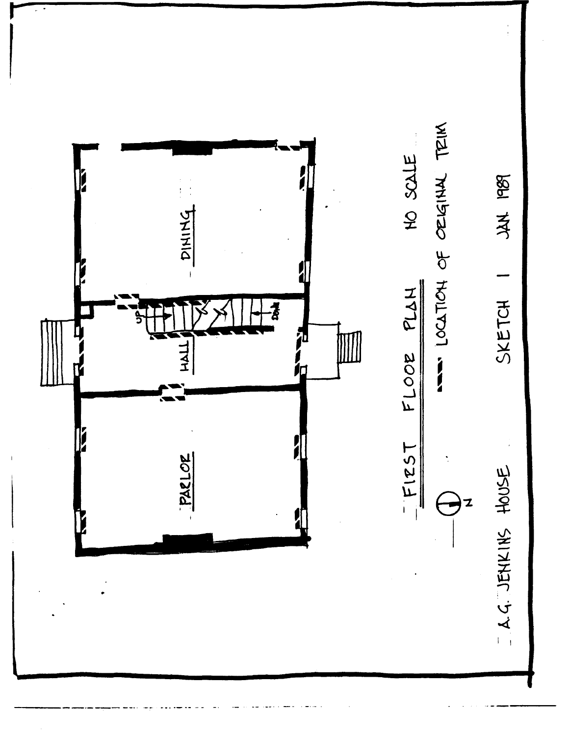FIRST FLOOR PLAN NO SCALE

LOCATION OF ORIGINAL TRIM

N

A.G. JENKINS HOUSE SKETCH 1 JAN 1989

PARLOR

HALL

DINING

UP

DOWN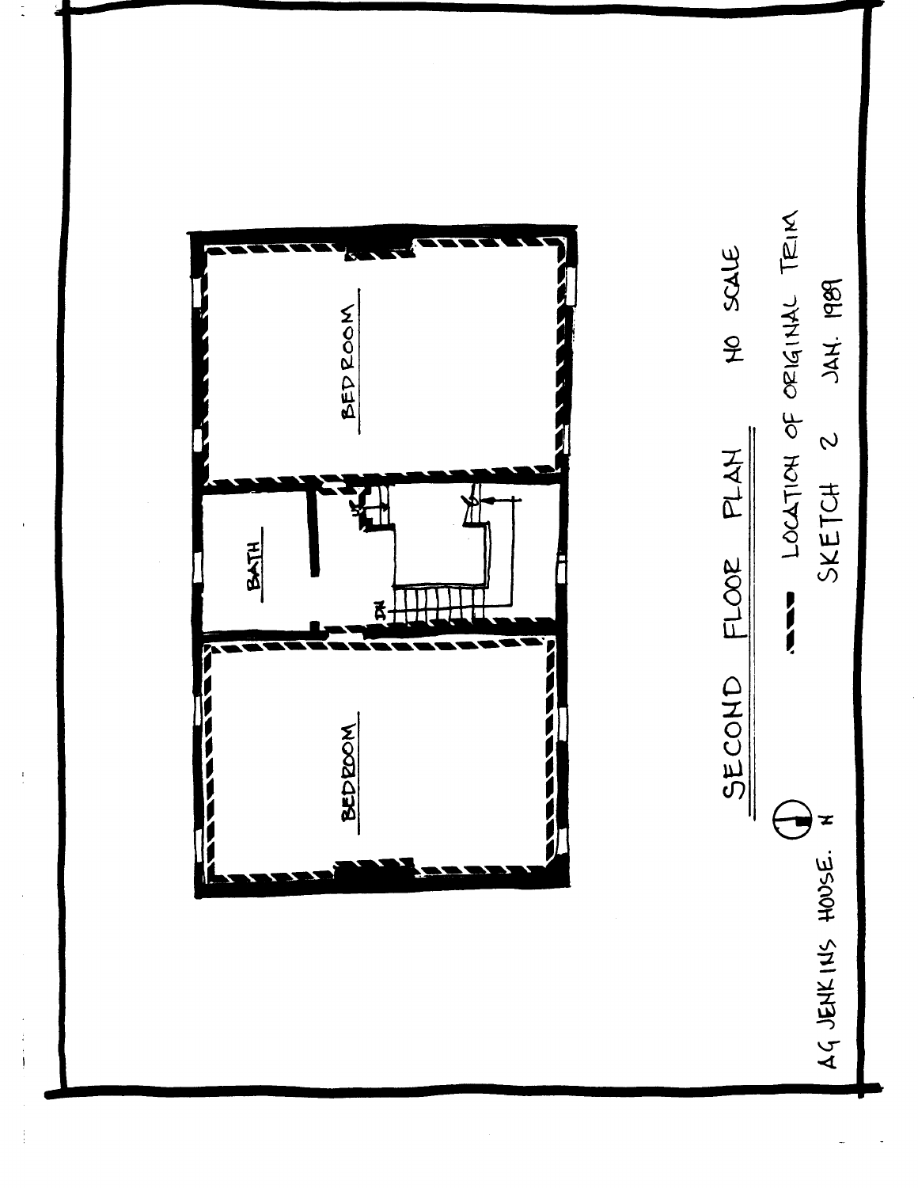BEDROOM

BATH

UP

DN

BEDROOM

SECOND FLOOR PLAN NO SCALE

LOCATION OF ORIGINAL TRIM

SKETCH 2 JAN. 1989

A G JENKINS HOUSE. N